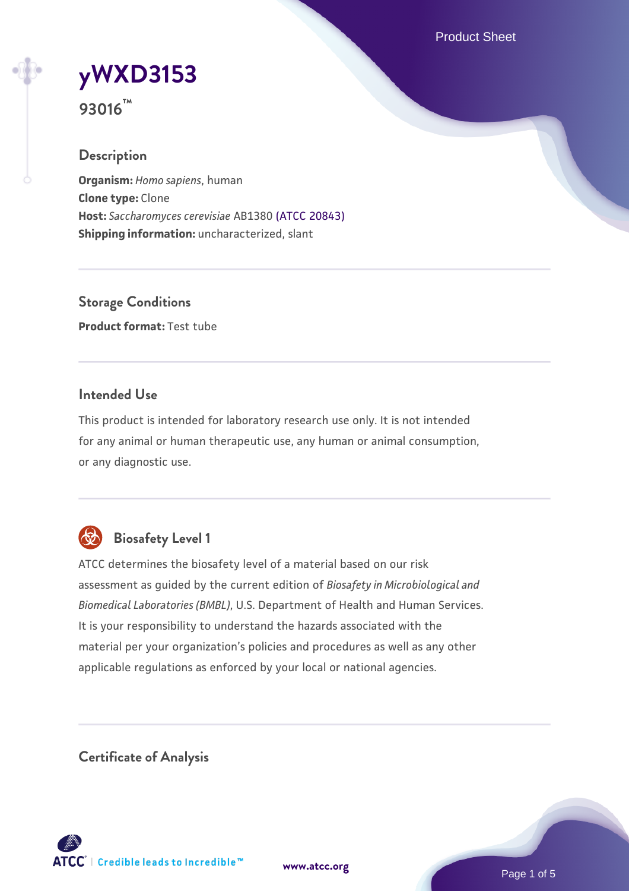# yWXD3153

**93016™**

## Description

**Organism:** *Homo sapiens*, human
**Clone type:** Clone
**Host:** *Saccharomyces cerevisiae* AB1380 (ATCC 20843)
**Shipping information:** uncharacterized, slant

## Storage Conditions

**Product format:** Test tube

## Intended Use

This product is intended for laboratory research use only. It is not intended for any animal or human therapeutic use, any human or animal consumption, or any diagnostic use.

## Biosafety Level 1

ATCC determines the biosafety level of a material based on our risk assessment as guided by the current edition of *Biosafety in Microbiological and Biomedical Laboratories (BMBL)*, U.S. Department of Health and Human Services. It is your responsibility to understand the hazards associated with the material per your organization's policies and procedures as well as any other applicable regulations as enforced by your local or national agencies.

## Certificate of Analysis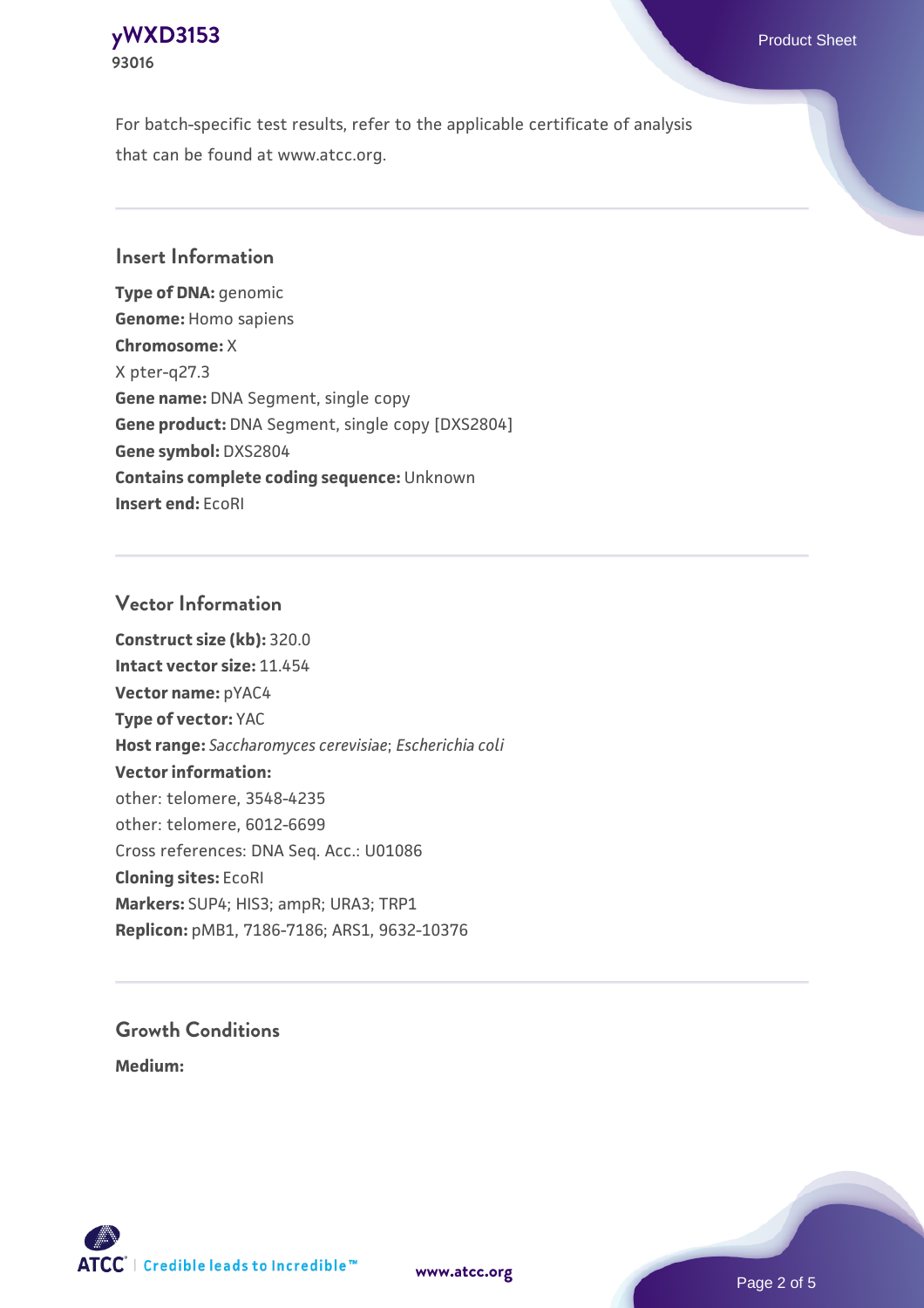For batch-specific test results, refer to the applicable certificate of analysis that can be found at www.atcc.org.

## Insert Information

**Type of DNA:** genomic
**Genome:** Homo sapiens
**Chromosome:** X
X pter-q27.3
**Gene name:** DNA Segment, single copy
**Gene product:** DNA Segment, single copy [DXS2804]
**Gene symbol:** DXS2804
**Contains complete coding sequence:** Unknown
**Insert end:** EcoRI

## Vector Information

**Construct size (kb):** 320.0
**Intact vector size:** 11.454
**Vector name:** pYAC4
**Type of vector:** YAC
**Host range:** *Saccharomyces cerevisiae*; *Escherichia coli*
**Vector information:**
other: telomere, 3548-4235
other: telomere, 6012-6699
Cross references: DNA Seq. Acc.: U01086
**Cloning sites:** EcoRI
**Markers:** SUP4; HIS3; ampR; URA3; TRP1
**Replicon:** pMB1, 7186-7186; ARS1, 9632-10376

## Growth Conditions

**Medium:**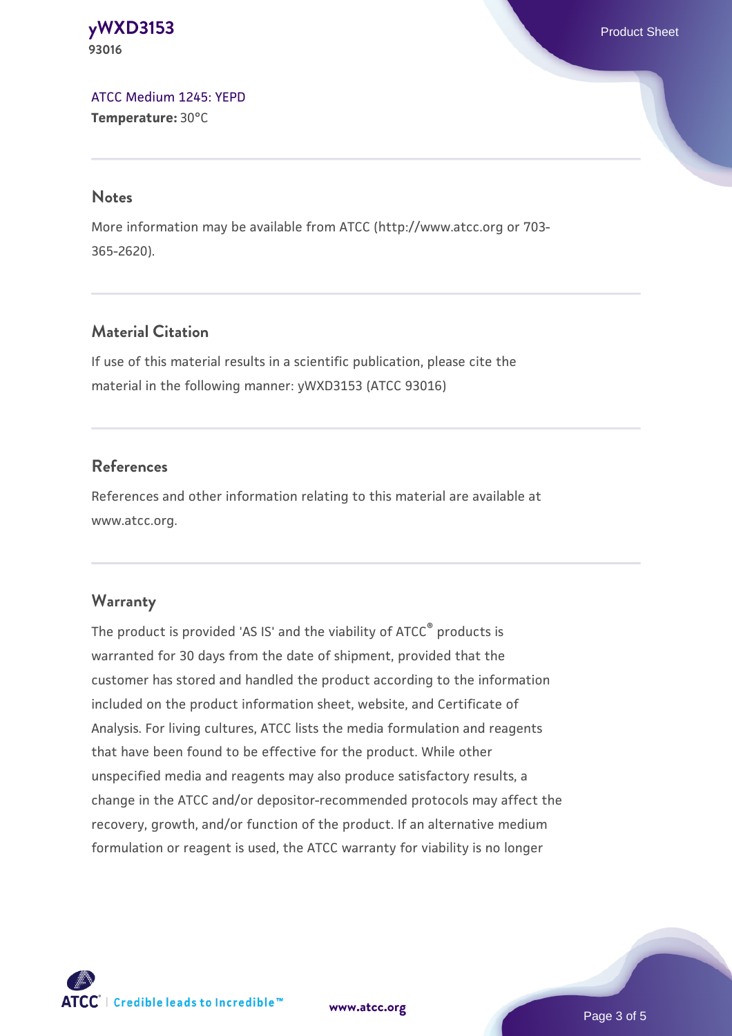ATCC Medium 1245: YEPD
**Temperature:** 30°C

## Notes

More information may be available from ATCC (http://www.atcc.org or 703-365-2620).

## Material Citation

If use of this material results in a scientific publication, please cite the material in the following manner: yWXD3153 (ATCC 93016)

## References

References and other information relating to this material are available at www.atcc.org.

## Warranty

The product is provided 'AS IS' and the viability of ATCC® products is warranted for 30 days from the date of shipment, provided that the customer has stored and handled the product according to the information included on the product information sheet, website, and Certificate of Analysis. For living cultures, ATCC lists the media formulation and reagents that have been found to be effective for the product. While other unspecified media and reagents may also produce satisfactory results, a change in the ATCC and/or depositor-recommended protocols may affect the recovery, growth, and/or function of the product. If an alternative medium formulation or reagent is used, the ATCC warranty for viability is no longer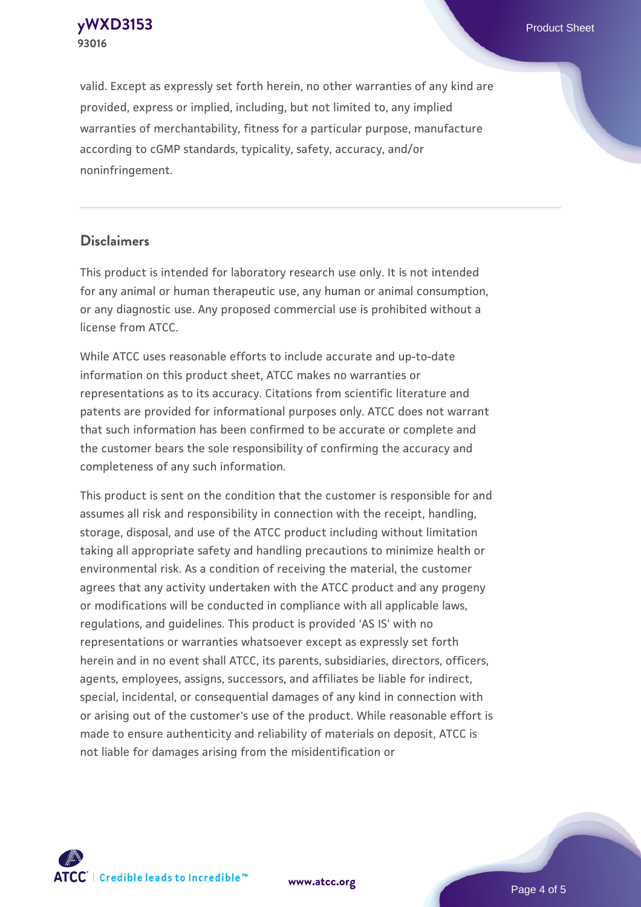valid. Except as expressly set forth herein, no other warranties of any kind are provided, express or implied, including, but not limited to, any implied warranties of merchantability, fitness for a particular purpose, manufacture according to cGMP standards, typicality, safety, accuracy, and/or noninfringement.

## Disclaimers

This product is intended for laboratory research use only. It is not intended for any animal or human therapeutic use, any human or animal consumption, or any diagnostic use. Any proposed commercial use is prohibited without a license from ATCC.

While ATCC uses reasonable efforts to include accurate and up-to-date information on this product sheet, ATCC makes no warranties or representations as to its accuracy. Citations from scientific literature and patents are provided for informational purposes only. ATCC does not warrant that such information has been confirmed to be accurate or complete and the customer bears the sole responsibility of confirming the accuracy and completeness of any such information.

This product is sent on the condition that the customer is responsible for and assumes all risk and responsibility in connection with the receipt, handling, storage, disposal, and use of the ATCC product including without limitation taking all appropriate safety and handling precautions to minimize health or environmental risk. As a condition of receiving the material, the customer agrees that any activity undertaken with the ATCC product and any progeny or modifications will be conducted in compliance with all applicable laws, regulations, and guidelines. This product is provided 'AS IS' with no representations or warranties whatsoever except as expressly set forth herein and in no event shall ATCC, its parents, subsidiaries, directors, officers, agents, employees, assigns, successors, and affiliates be liable for indirect, special, incidental, or consequential damages of any kind in connection with or arising out of the customer's use of the product. While reasonable effort is made to ensure authenticity and reliability of materials on deposit, ATCC is not liable for damages arising from the misidentification or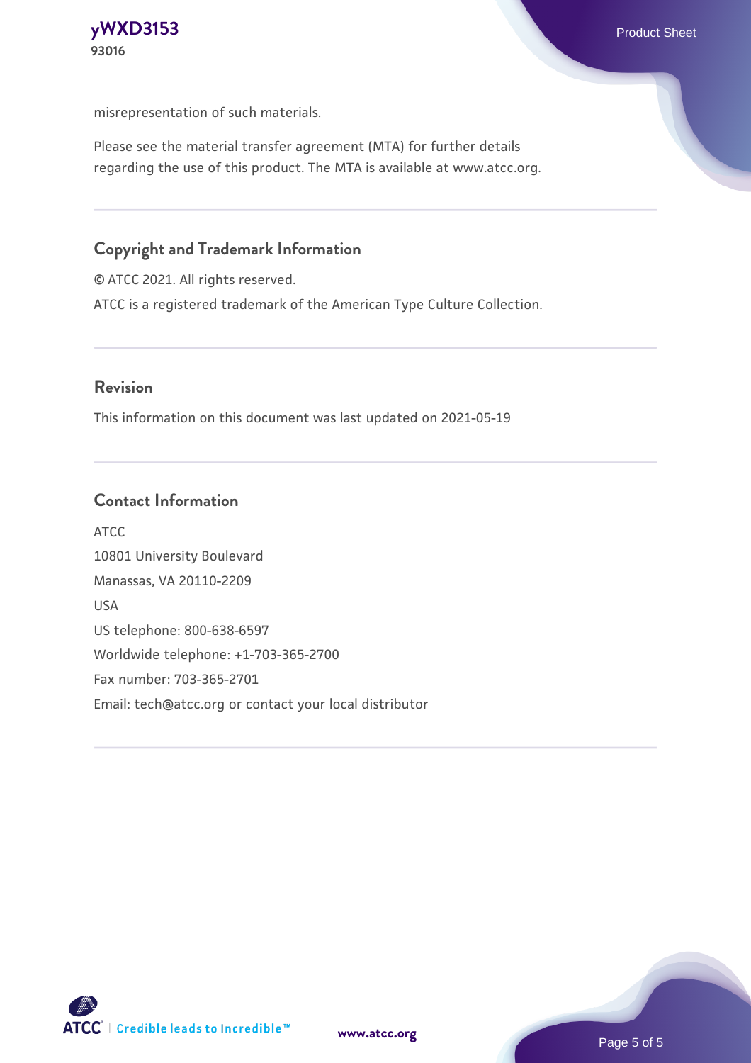misrepresentation of such materials.

Please see the material transfer agreement (MTA) for further details regarding the use of this product. The MTA is available at www.atcc.org.

## Copyright and Trademark Information

© ATCC 2021. All rights reserved.

ATCC is a registered trademark of the American Type Culture Collection.

## Revision

This information on this document was last updated on 2021-05-19

## Contact Information

ATCC
10801 University Boulevard
Manassas, VA 20110-2209
USA
US telephone: 800-638-6597
Worldwide telephone: +1-703-365-2700
Fax number: 703-365-2701
Email: tech@atcc.org or contact your local distributor